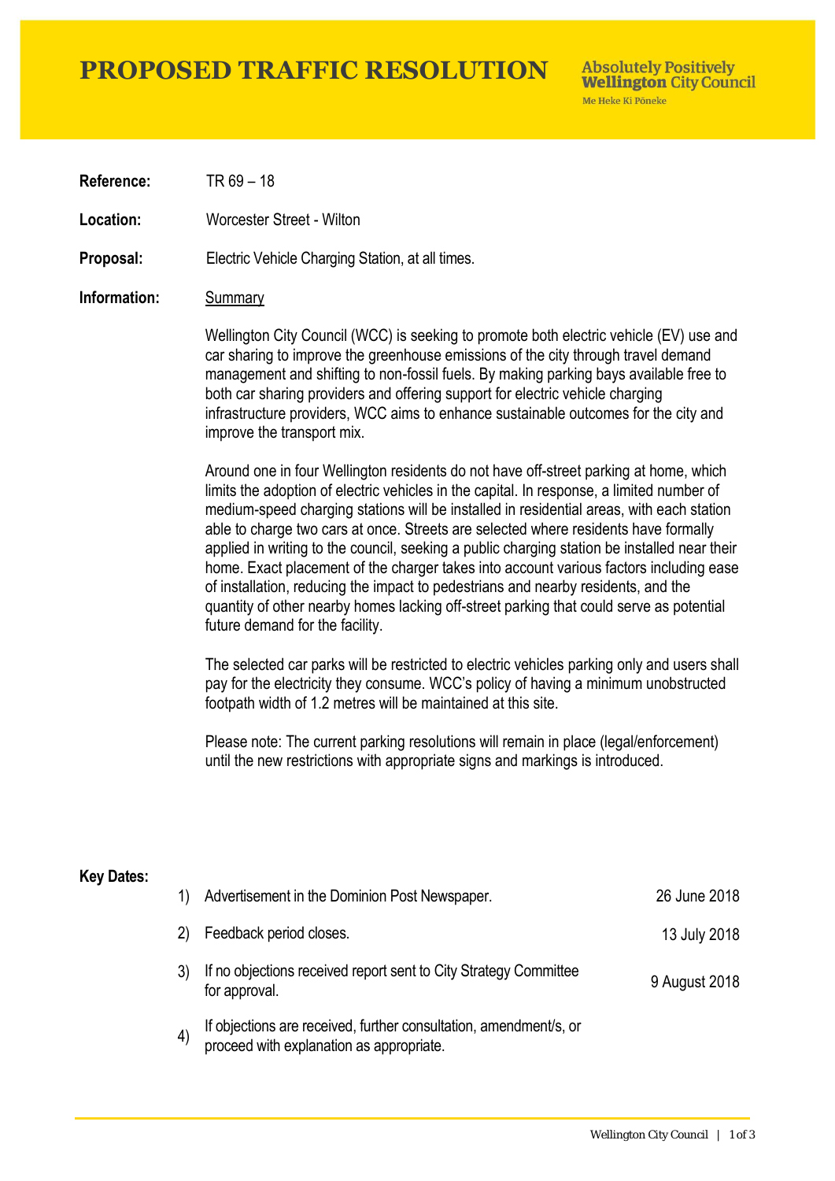# PROPOSED TRAFFIC RESOLUTION

**Absolutely Positively Wellington City Council**
Me Heke Ki Pōneke

**Reference:** TR 69 – 18

**Location:** Worcester Street - Wilton

**Proposal:** Electric Vehicle Charging Station, at all times.

**Information:** Summary

Wellington City Council (WCC) is seeking to promote both electric vehicle (EV) use and car sharing to improve the greenhouse emissions of the city through travel demand management and shifting to non-fossil fuels. By making parking bays available free to both car sharing providers and offering support for electric vehicle charging infrastructure providers, WCC aims to enhance sustainable outcomes for the city and improve the transport mix.

Around one in four Wellington residents do not have off-street parking at home, which limits the adoption of electric vehicles in the capital. In response, a limited number of medium-speed charging stations will be installed in residential areas, with each station able to charge two cars at once. Streets are selected where residents have formally applied in writing to the council, seeking a public charging station be installed near their home. Exact placement of the charger takes into account various factors including ease of installation, reducing the impact to pedestrians and nearby residents, and the quantity of other nearby homes lacking off-street parking that could serve as potential future demand for the facility.

The selected car parks will be restricted to electric vehicles parking only and users shall pay for the electricity they consume. WCC's policy of having a minimum unobstructed footpath width of 1.2 metres will be maintained at this site.

Please note: The current parking resolutions will remain in place (legal/enforcement) until the new restrictions with appropriate signs and markings is introduced.

**Key Dates:**

| | | |
|---|---|---|
| 1) | Advertisement in the Dominion Post Newspaper. | 26 June 2018 |
| 2) | Feedback period closes. | 13 July 2018 |
| 3) | If no objections received report sent to City Strategy Committee for approval. | 9 August 2018 |
| 4) | If objections are received, further consultation, amendment/s, or proceed with explanation as appropriate. | |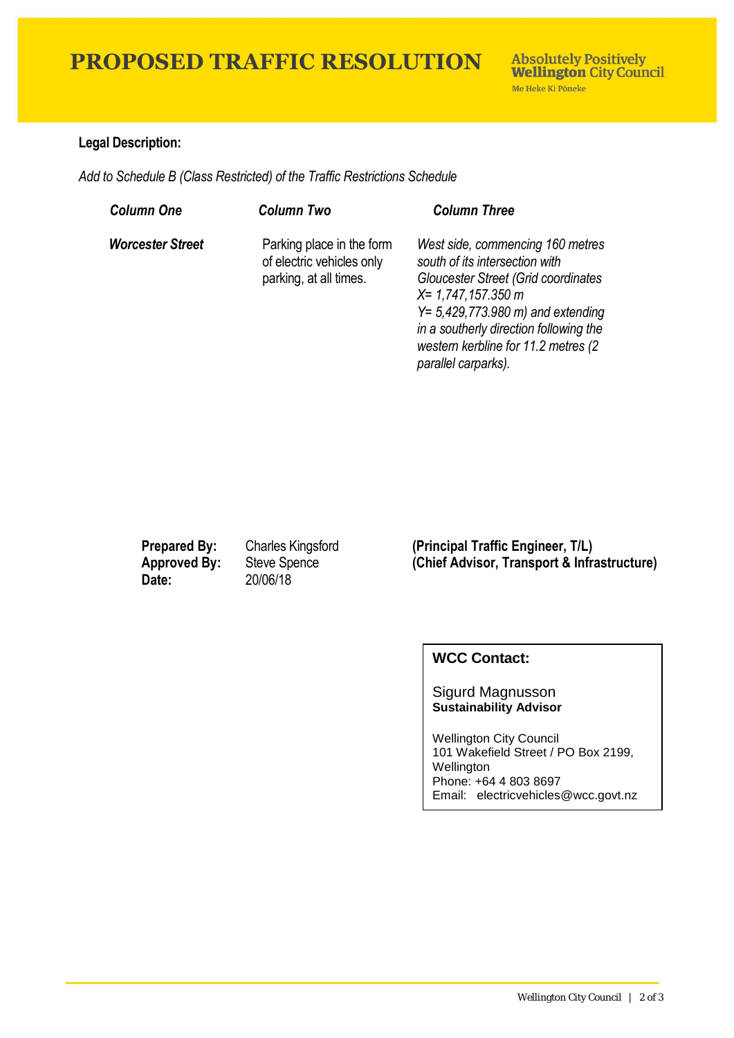# PROPOSED TRAFFIC RESOLUTION

**Absolutely Positively Wellington City Council**
Me Heke Ki Pōneke

**Legal Description:**

*Add to Schedule B (Class Restricted) of the Traffic Restrictions Schedule*

| ***Column One*** | ***Column Two*** | ***Column Three*** |
|---|---|---|
| ***Worcester Street*** | Parking place in the form of electric vehicles only parking, at all times. | *West side, commencing 160 metres south of its intersection with Gloucester Street (Grid coordinates X= 1,747,157.350 m Y= 5,429,773.980 m) and extending in a southerly direction following the western kerbline for 11.2 metres (2 parallel carparks).* |

**Prepared By:** Charles Kingsford **(Principal Traffic Engineer, T/L)**
**Approved By:** Steve Spence **(Chief Advisor, Transport & Infrastructure)**
**Date:** 20/06/18

**WCC Contact:**

Sigurd Magnusson
**Sustainability Advisor**

Wellington City Council
101 Wakefield Street / PO Box 2199, Wellington
Phone: +64 4 803 8697
Email: electricvehicles@wcc.govt.nz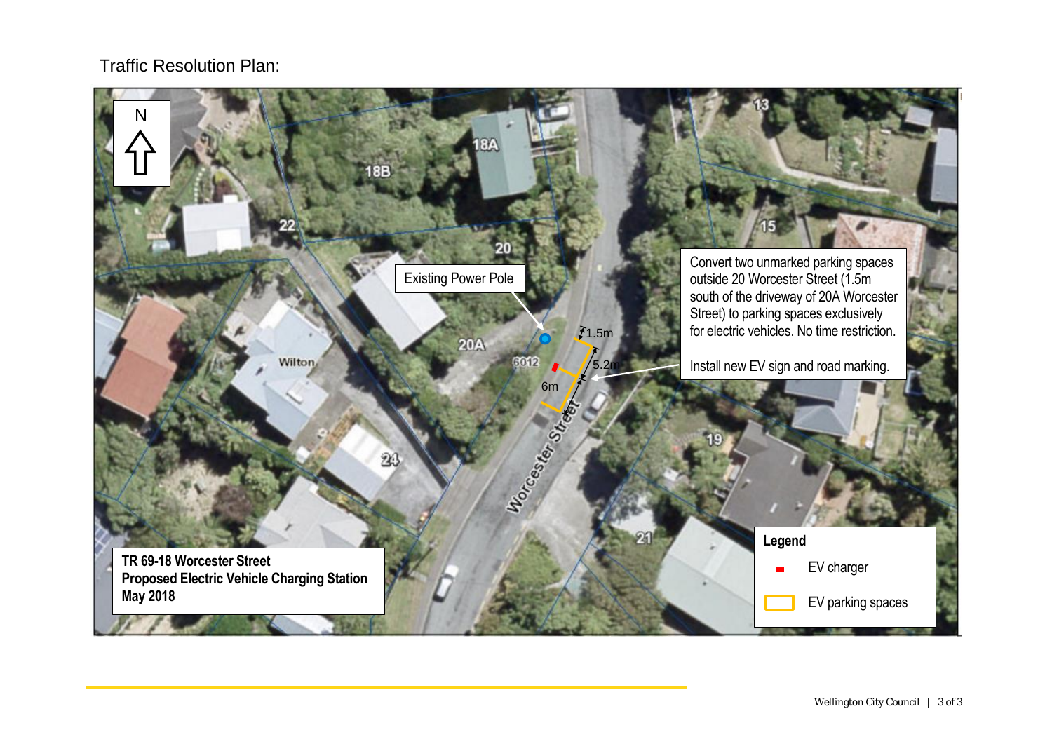Traffic Resolution Plan:

N

18A

18B

22

20

13

15

Existing Power Pole

20A

6012

1.5m

5.2m

6m

Convert two unmarked parking spaces outside 20 Worcester Street (1.5m south of the driveway of 20A Worcester Street) to parking spaces exclusively for electric vehicles. No time restriction.

Install new EV sign and road marking.

Wilton

24

19

21

Worcester Street

**TR 69-18 Worcester Street**
**Proposed Electric Vehicle Charging Station**
**May 2018**

**Legend**

EV charger

EV parking spaces